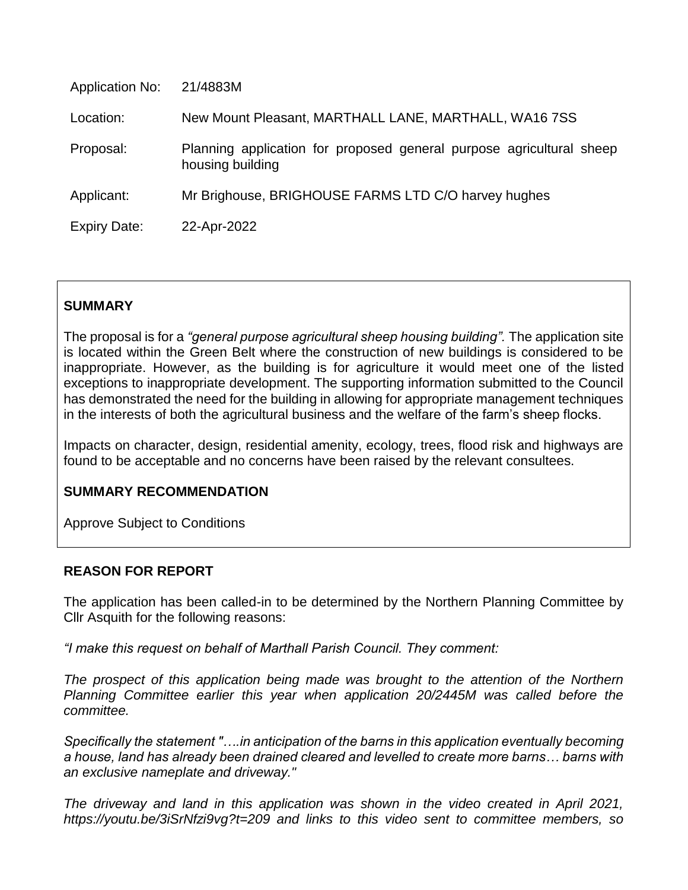| | |
|---|---|
| Application No: | 21/4883M |
| Location: | New Mount Pleasant, MARTHALL LANE, MARTHALL, WA16 7SS |
| Proposal: | Planning application for proposed general purpose agricultural sheep housing building |
| Applicant: | Mr Brighouse, BRIGHOUSE FARMS LTD C/O harvey hughes |
| Expiry Date: | 22-Apr-2022 |

## SUMMARY

The proposal is for a *"general purpose agricultural sheep housing building"*. The application site is located within the Green Belt where the construction of new buildings is considered to be inappropriate. However, as the building is for agriculture it would meet one of the listed exceptions to inappropriate development. The supporting information submitted to the Council has demonstrated the need for the building in allowing for appropriate management techniques in the interests of both the agricultural business and the welfare of the farm's sheep flocks.

Impacts on character, design, residential amenity, ecology, trees, flood risk and highways are found to be acceptable and no concerns have been raised by the relevant consultees.

## SUMMARY RECOMMENDATION

Approve Subject to Conditions

## REASON FOR REPORT

The application has been called-in to be determined by the Northern Planning Committee by Cllr Asquith for the following reasons:

*"I make this request on behalf of Marthall Parish Council. They comment:*

*The prospect of this application being made was brought to the attention of the Northern Planning Committee earlier this year when application 20/2445M was called before the committee.*

*Specifically the statement "….in anticipation of the barns in this application eventually becoming a house, land has already been drained cleared and levelled to create more barns… barns with an exclusive nameplate and driveway."*

*The driveway and land in this application was shown in the video created in April 2021, https://youtu.be/3iSrNfzi9vg?t=209 and links to this video sent to committee members, so*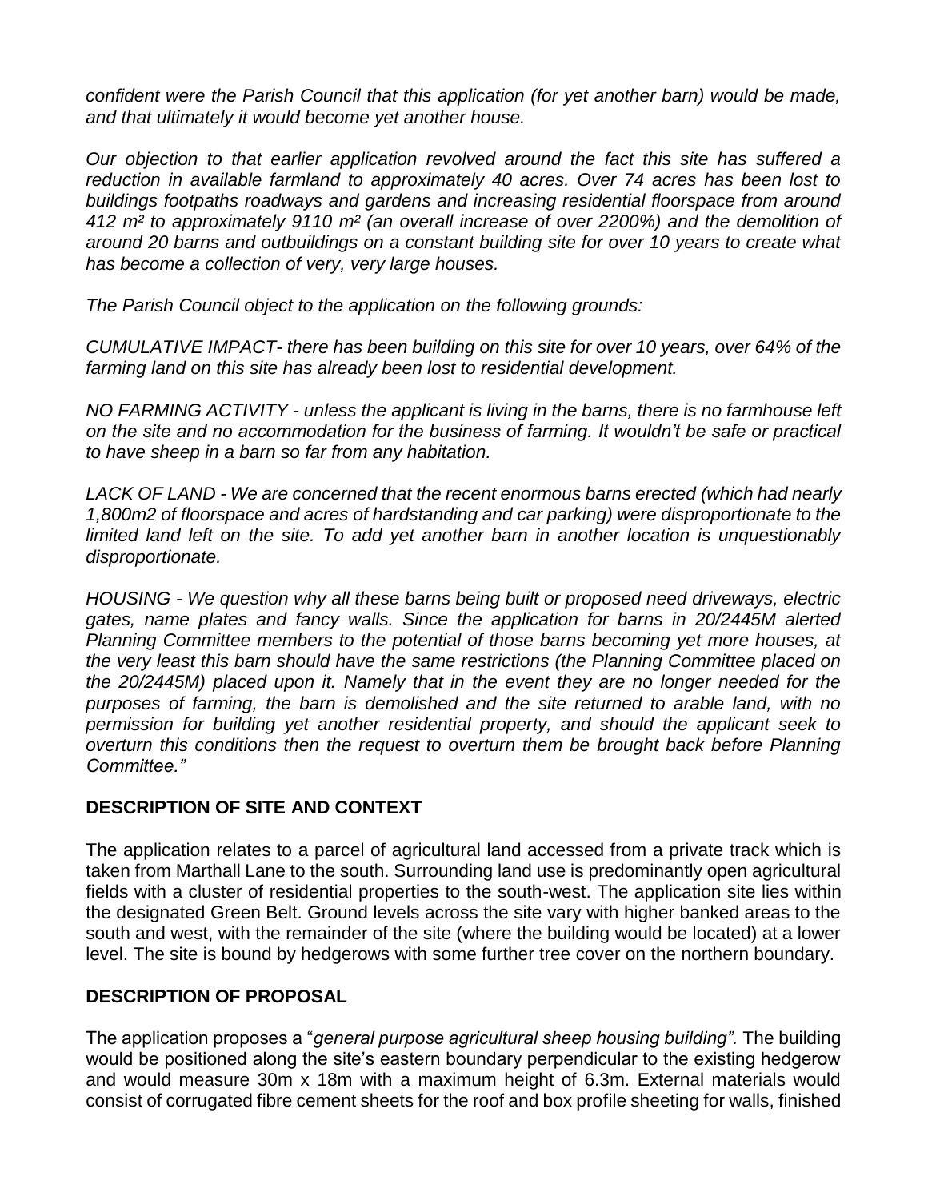*confident were the Parish Council that this application (for yet another barn) would be made, and that ultimately it would become yet another house.*

*Our objection to that earlier application revolved around the fact this site has suffered a reduction in available farmland to approximately 40 acres. Over 74 acres has been lost to buildings footpaths roadways and gardens and increasing residential floorspace from around 412 m² to approximately 9110 m² (an overall increase of over 2200%) and the demolition of around 20 barns and outbuildings on a constant building site for over 10 years to create what has become a collection of very, very large houses.*

*The Parish Council object to the application on the following grounds:*

*CUMULATIVE IMPACT- there has been building on this site for over 10 years, over 64% of the farming land on this site has already been lost to residential development.*

*NO FARMING ACTIVITY - unless the applicant is living in the barns, there is no farmhouse left on the site and no accommodation for the business of farming. It wouldn't be safe or practical to have sheep in a barn so far from any habitation.*

*LACK OF LAND - We are concerned that the recent enormous barns erected (which had nearly 1,800m2 of floorspace and acres of hardstanding and car parking) were disproportionate to the limited land left on the site. To add yet another barn in another location is unquestionably disproportionate.*

*HOUSING - We question why all these barns being built or proposed need driveways, electric gates, name plates and fancy walls. Since the application for barns in 20/2445M alerted Planning Committee members to the potential of those barns becoming yet more houses, at the very least this barn should have the same restrictions (the Planning Committee placed on the 20/2445M) placed upon it. Namely that in the event they are no longer needed for the purposes of farming, the barn is demolished and the site returned to arable land, with no permission for building yet another residential property, and should the applicant seek to overturn this conditions then the request to overturn them be brought back before Planning Committee."*

## DESCRIPTION OF SITE AND CONTEXT

The application relates to a parcel of agricultural land accessed from a private track which is taken from Marthall Lane to the south. Surrounding land use is predominantly open agricultural fields with a cluster of residential properties to the south-west. The application site lies within the designated Green Belt. Ground levels across the site vary with higher banked areas to the south and west, with the remainder of the site (where the building would be located) at a lower level. The site is bound by hedgerows with some further tree cover on the northern boundary.

## DESCRIPTION OF PROPOSAL

The application proposes a "*general purpose agricultural sheep housing building"*. The building would be positioned along the site's eastern boundary perpendicular to the existing hedgerow and would measure 30m x 18m with a maximum height of 6.3m. External materials would consist of corrugated fibre cement sheets for the roof and box profile sheeting for walls, finished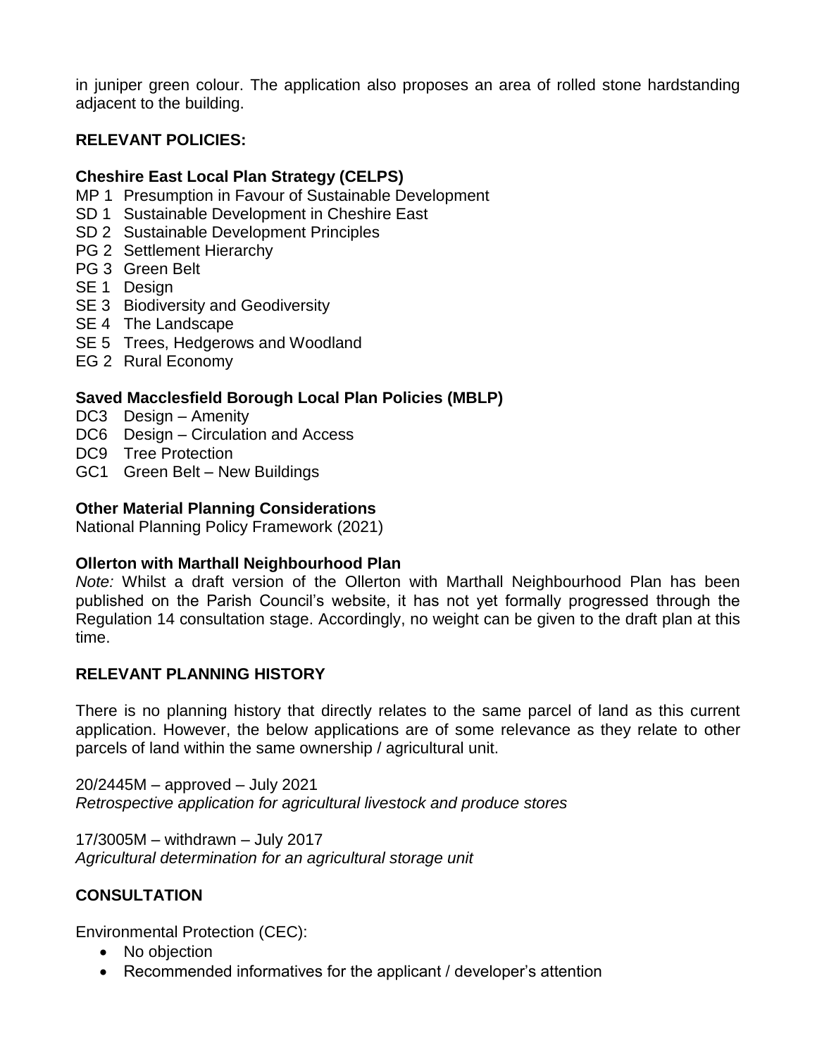in juniper green colour. The application also proposes an area of rolled stone hardstanding adjacent to the building.

## RELEVANT POLICIES:

### Cheshire East Local Plan Strategy (CELPS)

MP 1 Presumption in Favour of Sustainable Development
SD 1 Sustainable Development in Cheshire East
SD 2 Sustainable Development Principles
PG 2 Settlement Hierarchy
PG 3 Green Belt
SE 1 Design
SE 3 Biodiversity and Geodiversity
SE 4 The Landscape
SE 5 Trees, Hedgerows and Woodland
EG 2 Rural Economy

### Saved Macclesfield Borough Local Plan Policies (MBLP)

DC3 Design – Amenity
DC6 Design – Circulation and Access
DC9 Tree Protection
GC1 Green Belt – New Buildings

### Other Material Planning Considerations

National Planning Policy Framework (2021)

### Ollerton with Marthall Neighbourhood Plan

*Note:* Whilst a draft version of the Ollerton with Marthall Neighbourhood Plan has been published on the Parish Council's website, it has not yet formally progressed through the Regulation 14 consultation stage. Accordingly, no weight can be given to the draft plan at this time.

## RELEVANT PLANNING HISTORY

There is no planning history that directly relates to the same parcel of land as this current application. However, the below applications are of some relevance as they relate to other parcels of land within the same ownership / agricultural unit.

20/2445M – approved – July 2021
*Retrospective application for agricultural livestock and produce stores*

17/3005M – withdrawn – July 2017
*Agricultural determination for an agricultural storage unit*

## CONSULTATION

Environmental Protection (CEC):

- No objection
- Recommended informatives for the applicant / developer's attention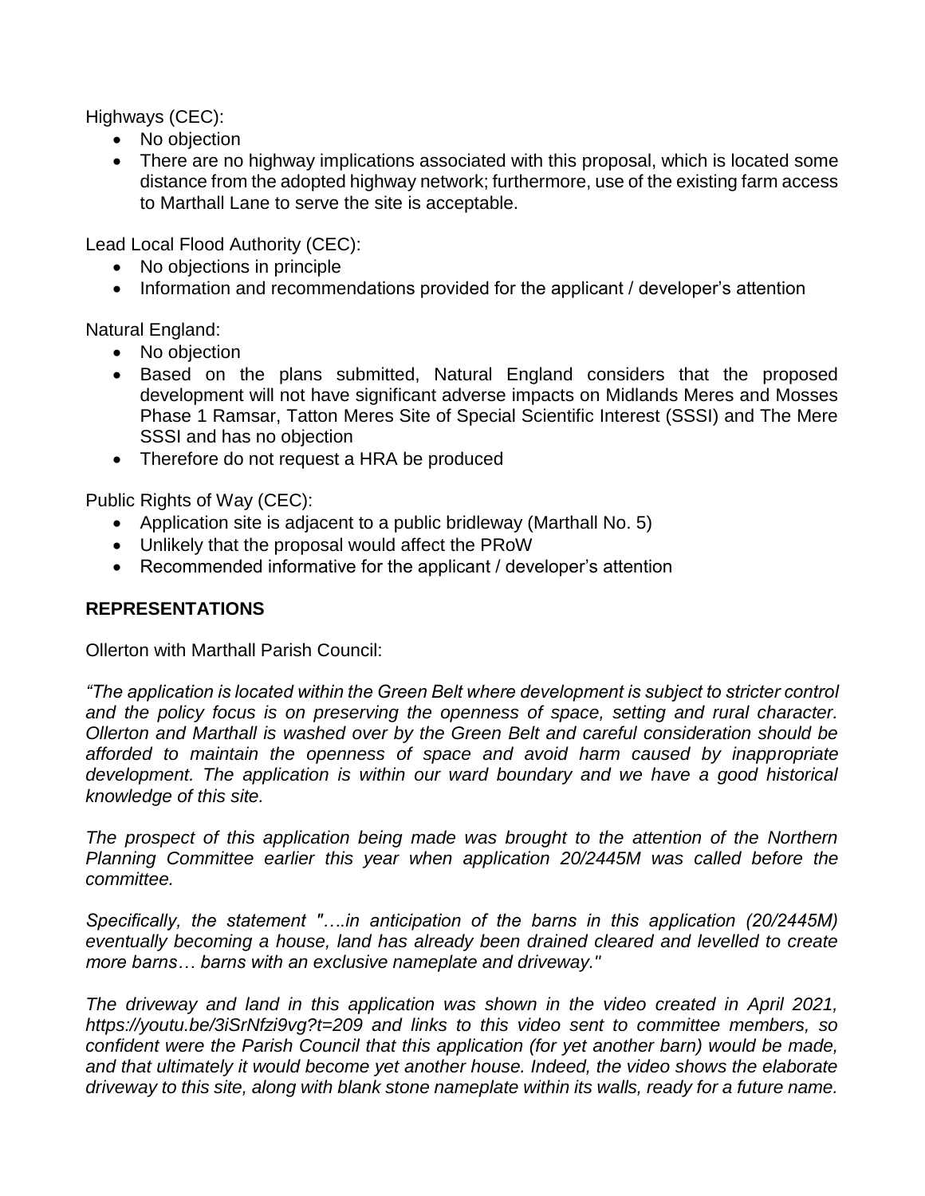Highways (CEC):

- No objection
- There are no highway implications associated with this proposal, which is located some distance from the adopted highway network; furthermore, use of the existing farm access to Marthall Lane to serve the site is acceptable.

Lead Local Flood Authority (CEC):

- No objections in principle
- Information and recommendations provided for the applicant / developer's attention

Natural England:

- No objection
- Based on the plans submitted, Natural England considers that the proposed development will not have significant adverse impacts on Midlands Meres and Mosses Phase 1 Ramsar, Tatton Meres Site of Special Scientific Interest (SSSI) and The Mere SSSI and has no objection
- Therefore do not request a HRA be produced

Public Rights of Way (CEC):

- Application site is adjacent to a public bridleway (Marthall No. 5)
- Unlikely that the proposal would affect the PRoW
- Recommended informative for the applicant / developer's attention

## REPRESENTATIONS

Ollerton with Marthall Parish Council:

*"The application is located within the Green Belt where development is subject to stricter control and the policy focus is on preserving the openness of space, setting and rural character. Ollerton and Marthall is washed over by the Green Belt and careful consideration should be afforded to maintain the openness of space and avoid harm caused by inappropriate development. The application is within our ward boundary and we have a good historical knowledge of this site.*

*The prospect of this application being made was brought to the attention of the Northern Planning Committee earlier this year when application 20/2445M was called before the committee.*

*Specifically, the statement "….in anticipation of the barns in this application (20/2445M) eventually becoming a house, land has already been drained cleared and levelled to create more barns… barns with an exclusive nameplate and driveway."*

*The driveway and land in this application was shown in the video created in April 2021, https://youtu.be/3iSrNfzi9vg?t=209 and links to this video sent to committee members, so confident were the Parish Council that this application (for yet another barn) would be made, and that ultimately it would become yet another house. Indeed, the video shows the elaborate driveway to this site, along with blank stone nameplate within its walls, ready for a future name.*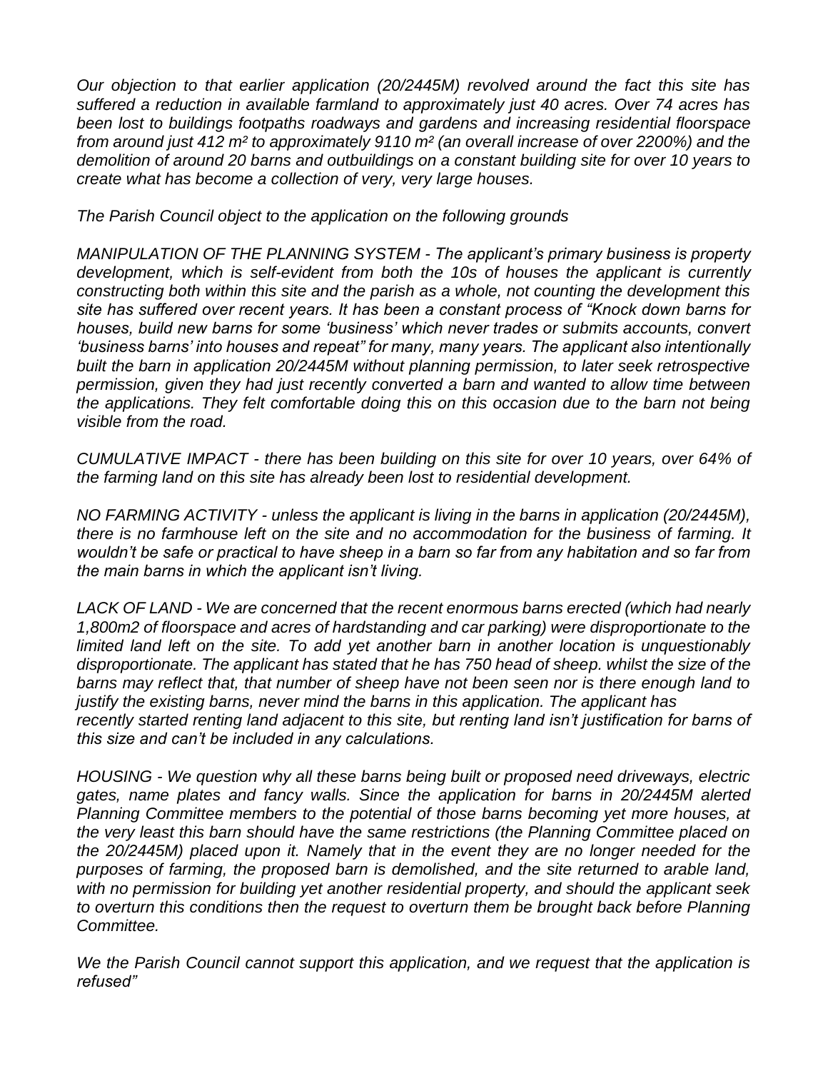*Our objection to that earlier application (20/2445M) revolved around the fact this site has suffered a reduction in available farmland to approximately just 40 acres. Over 74 acres has been lost to buildings footpaths roadways and gardens and increasing residential floorspace from around just 412 m² to approximately 9110 m² (an overall increase of over 2200%) and the demolition of around 20 barns and outbuildings on a constant building site for over 10 years to create what has become a collection of very, very large houses.*

*The Parish Council object to the application on the following grounds*

*MANIPULATION OF THE PLANNING SYSTEM - The applicant's primary business is property development, which is self-evident from both the 10s of houses the applicant is currently constructing both within this site and the parish as a whole, not counting the development this site has suffered over recent years. It has been a constant process of "Knock down barns for houses, build new barns for some 'business' which never trades or submits accounts, convert 'business barns' into houses and repeat" for many, many years. The applicant also intentionally built the barn in application 20/2445M without planning permission, to later seek retrospective permission, given they had just recently converted a barn and wanted to allow time between the applications. They felt comfortable doing this on this occasion due to the barn not being visible from the road.*

*CUMULATIVE IMPACT - there has been building on this site for over 10 years, over 64% of the farming land on this site has already been lost to residential development.*

*NO FARMING ACTIVITY - unless the applicant is living in the barns in application (20/2445M), there is no farmhouse left on the site and no accommodation for the business of farming. It wouldn't be safe or practical to have sheep in a barn so far from any habitation and so far from the main barns in which the applicant isn't living.*

*LACK OF LAND - We are concerned that the recent enormous barns erected (which had nearly 1,800m2 of floorspace and acres of hardstanding and car parking) were disproportionate to the limited land left on the site. To add yet another barn in another location is unquestionably disproportionate. The applicant has stated that he has 750 head of sheep. whilst the size of the barns may reflect that, that number of sheep have not been seen nor is there enough land to justify the existing barns, never mind the barns in this application. The applicant has recently started renting land adjacent to this site, but renting land isn't justification for barns of this size and can't be included in any calculations.*

*HOUSING - We question why all these barns being built or proposed need driveways, electric gates, name plates and fancy walls. Since the application for barns in 20/2445M alerted Planning Committee members to the potential of those barns becoming yet more houses, at the very least this barn should have the same restrictions (the Planning Committee placed on the 20/2445M) placed upon it. Namely that in the event they are no longer needed for the purposes of farming, the proposed barn is demolished, and the site returned to arable land, with no permission for building yet another residential property, and should the applicant seek to overturn this conditions then the request to overturn them be brought back before Planning Committee.*

*We the Parish Council cannot support this application, and we request that the application is refused"*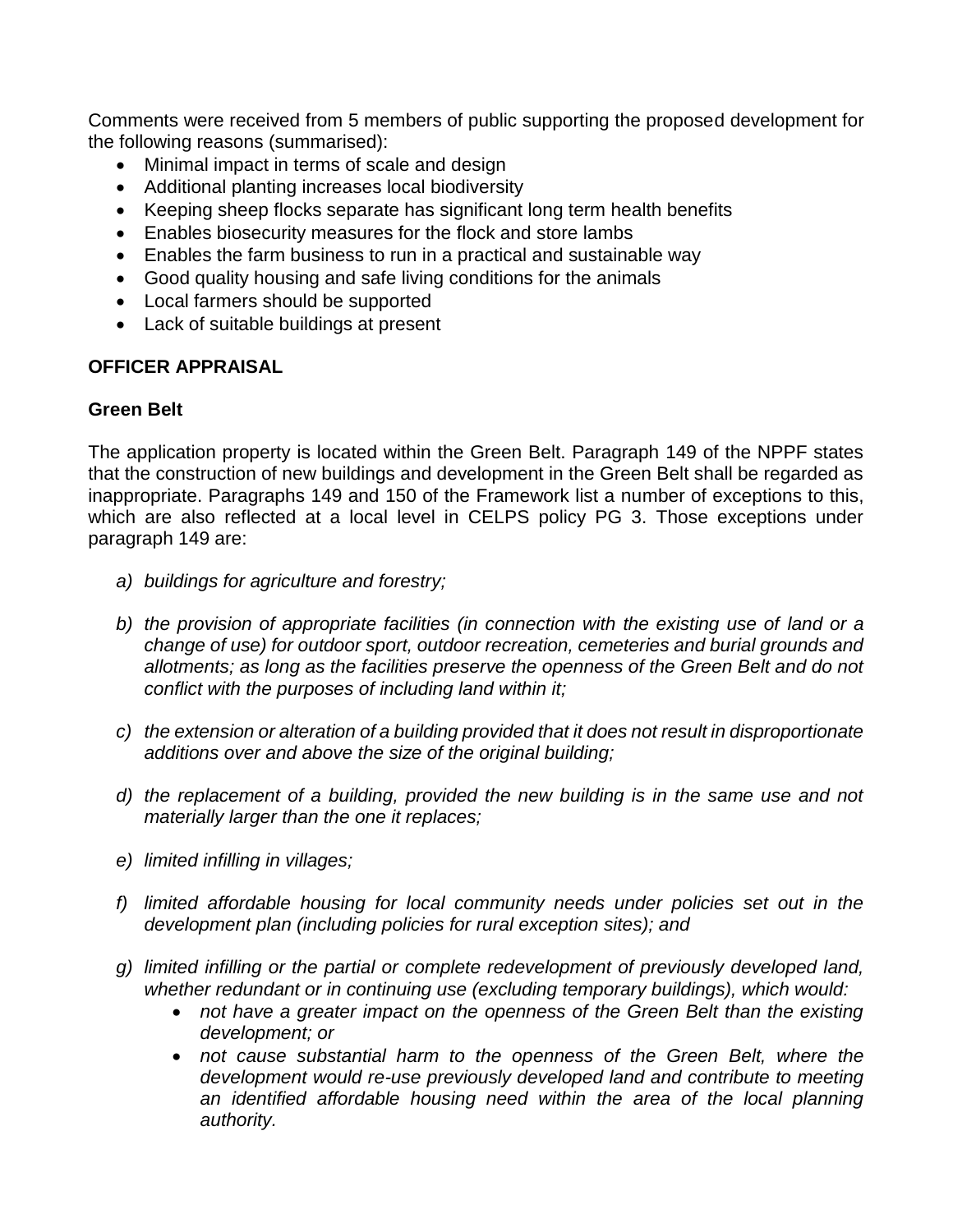Comments were received from 5 members of public supporting the proposed development for the following reasons (summarised):

- Minimal impact in terms of scale and design
- Additional planting increases local biodiversity
- Keeping sheep flocks separate has significant long term health benefits
- Enables biosecurity measures for the flock and store lambs
- Enables the farm business to run in a practical and sustainable way
- Good quality housing and safe living conditions for the animals
- Local farmers should be supported
- Lack of suitable buildings at present

**OFFICER APPRAISAL**

**Green Belt**

The application property is located within the Green Belt. Paragraph 149 of the NPPF states that the construction of new buildings and development in the Green Belt shall be regarded as inappropriate. Paragraphs 149 and 150 of the Framework list a number of exceptions to this, which are also reflected at a local level in CELPS policy PG 3. Those exceptions under paragraph 149 are:

*a) buildings for agriculture and forestry;*

*b) the provision of appropriate facilities (in connection with the existing use of land or a change of use) for outdoor sport, outdoor recreation, cemeteries and burial grounds and allotments; as long as the facilities preserve the openness of the Green Belt and do not conflict with the purposes of including land within it;*

*c) the extension or alteration of a building provided that it does not result in disproportionate additions over and above the size of the original building;*

*d) the replacement of a building, provided the new building is in the same use and not materially larger than the one it replaces;*

*e) limited infilling in villages;*

*f) limited affordable housing for local community needs under policies set out in the development plan (including policies for rural exception sites); and*

*g) limited infilling or the partial or complete redevelopment of previously developed land, whether redundant or in continuing use (excluding temporary buildings), which would:*

- *not have a greater impact on the openness of the Green Belt than the existing development; or*
- *not cause substantial harm to the openness of the Green Belt, where the development would re-use previously developed land and contribute to meeting an identified affordable housing need within the area of the local planning authority.*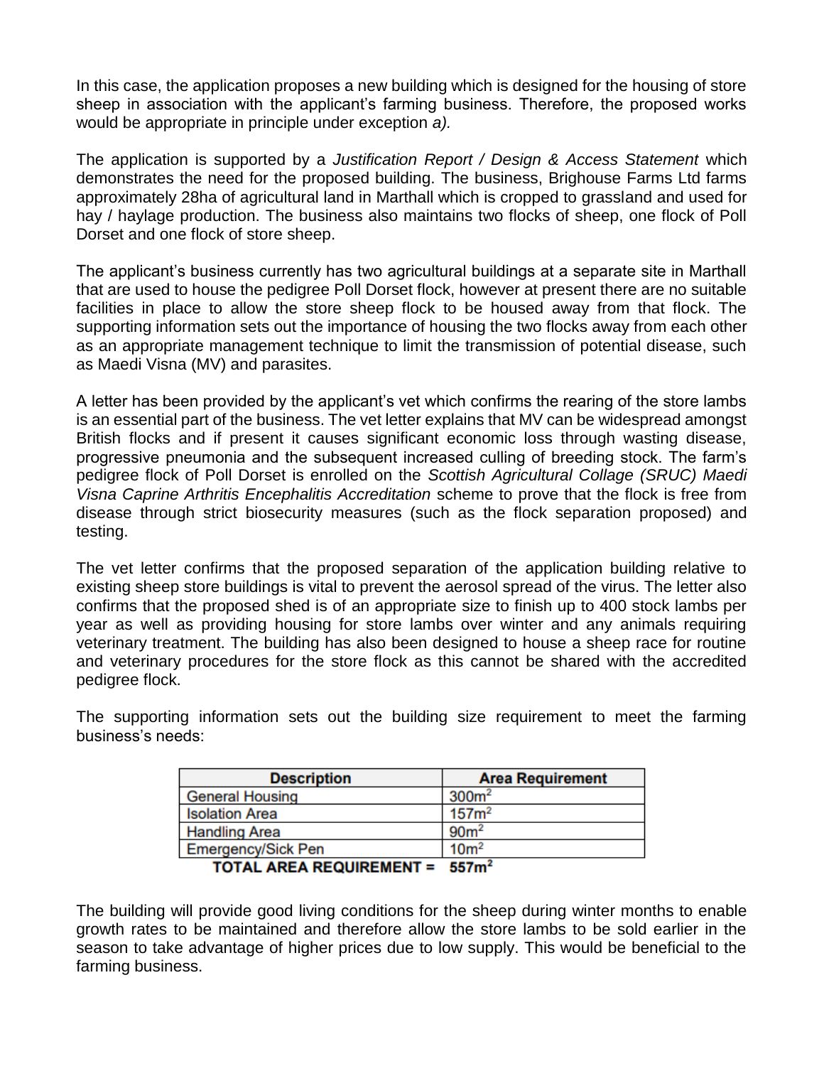In this case, the application proposes a new building which is designed for the housing of store sheep in association with the applicant's farming business. Therefore, the proposed works would be appropriate in principle under exception *a).*

The application is supported by a *Justification Report / Design & Access Statement* which demonstrates the need for the proposed building. The business, Brighouse Farms Ltd farms approximately 28ha of agricultural land in Marthall which is cropped to grassland and used for hay / haylage production. The business also maintains two flocks of sheep, one flock of Poll Dorset and one flock of store sheep.

The applicant's business currently has two agricultural buildings at a separate site in Marthall that are used to house the pedigree Poll Dorset flock, however at present there are no suitable facilities in place to allow the store sheep flock to be housed away from that flock. The supporting information sets out the importance of housing the two flocks away from each other as an appropriate management technique to limit the transmission of potential disease, such as Maedi Visna (MV) and parasites.

A letter has been provided by the applicant's vet which confirms the rearing of the store lambs is an essential part of the business. The vet letter explains that MV can be widespread amongst British flocks and if present it causes significant economic loss through wasting disease, progressive pneumonia and the subsequent increased culling of breeding stock. The farm's pedigree flock of Poll Dorset is enrolled on the *Scottish Agricultural Collage (SRUC) Maedi Visna Caprine Arthritis Encephalitis Accreditation* scheme to prove that the flock is free from disease through strict biosecurity measures (such as the flock separation proposed) and testing.

The vet letter confirms that the proposed separation of the application building relative to existing sheep store buildings is vital to prevent the aerosol spread of the virus. The letter also confirms that the proposed shed is of an appropriate size to finish up to 400 stock lambs per year as well as providing housing for store lambs over winter and any animals requiring veterinary treatment. The building has also been designed to house a sheep race for routine and veterinary procedures for the store flock as this cannot be shared with the accredited pedigree flock.

The supporting information sets out the building size requirement to meet the farming business's needs:

| Description | Area Requirement |
|---|---|
| General Housing | 300m² |
| Isolation Area | 157m² |
| Handling Area | 90m² |
| Emergency/Sick Pen | 10m² |
| **TOTAL AREA REQUIREMENT =** | **557m²** |

The building will provide good living conditions for the sheep during winter months to enable growth rates to be maintained and therefore allow the store lambs to be sold earlier in the season to take advantage of higher prices due to low supply. This would be beneficial to the farming business.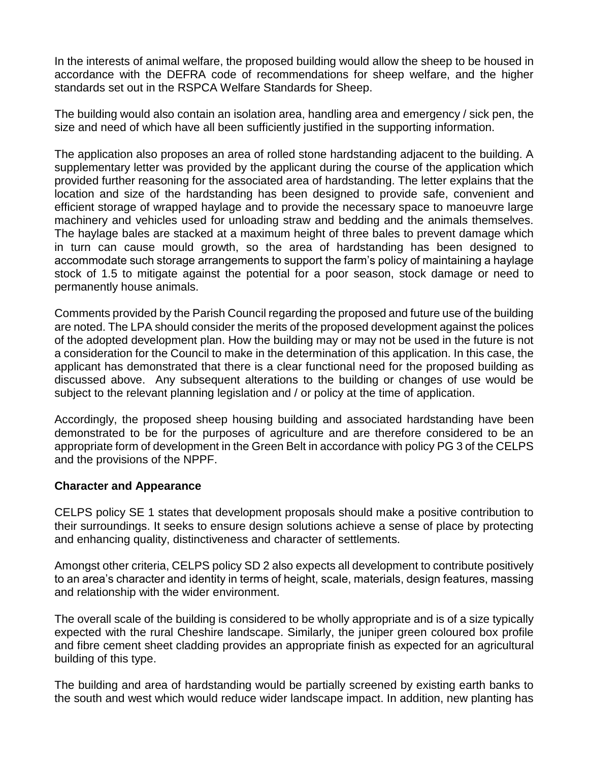In the interests of animal welfare, the proposed building would allow the sheep to be housed in accordance with the DEFRA code of recommendations for sheep welfare, and the higher standards set out in the RSPCA Welfare Standards for Sheep.

The building would also contain an isolation area, handling area and emergency / sick pen, the size and need of which have all been sufficiently justified in the supporting information.

The application also proposes an area of rolled stone hardstanding adjacent to the building. A supplementary letter was provided by the applicant during the course of the application which provided further reasoning for the associated area of hardstanding. The letter explains that the location and size of the hardstanding has been designed to provide safe, convenient and efficient storage of wrapped haylage and to provide the necessary space to manoeuvre large machinery and vehicles used for unloading straw and bedding and the animals themselves. The haylage bales are stacked at a maximum height of three bales to prevent damage which in turn can cause mould growth, so the area of hardstanding has been designed to accommodate such storage arrangements to support the farm's policy of maintaining a haylage stock of 1.5 to mitigate against the potential for a poor season, stock damage or need to permanently house animals.

Comments provided by the Parish Council regarding the proposed and future use of the building are noted. The LPA should consider the merits of the proposed development against the polices of the adopted development plan. How the building may or may not be used in the future is not a consideration for the Council to make in the determination of this application. In this case, the applicant has demonstrated that there is a clear functional need for the proposed building as discussed above. Any subsequent alterations to the building or changes of use would be subject to the relevant planning legislation and / or policy at the time of application.

Accordingly, the proposed sheep housing building and associated hardstanding have been demonstrated to be for the purposes of agriculture and are therefore considered to be an appropriate form of development in the Green Belt in accordance with policy PG 3 of the CELPS and the provisions of the NPPF.

**Character and Appearance**

CELPS policy SE 1 states that development proposals should make a positive contribution to their surroundings. It seeks to ensure design solutions achieve a sense of place by protecting and enhancing quality, distinctiveness and character of settlements.

Amongst other criteria, CELPS policy SD 2 also expects all development to contribute positively to an area's character and identity in terms of height, scale, materials, design features, massing and relationship with the wider environment.

The overall scale of the building is considered to be wholly appropriate and is of a size typically expected with the rural Cheshire landscape. Similarly, the juniper green coloured box profile and fibre cement sheet cladding provides an appropriate finish as expected for an agricultural building of this type.

The building and area of hardstanding would be partially screened by existing earth banks to the south and west which would reduce wider landscape impact. In addition, new planting has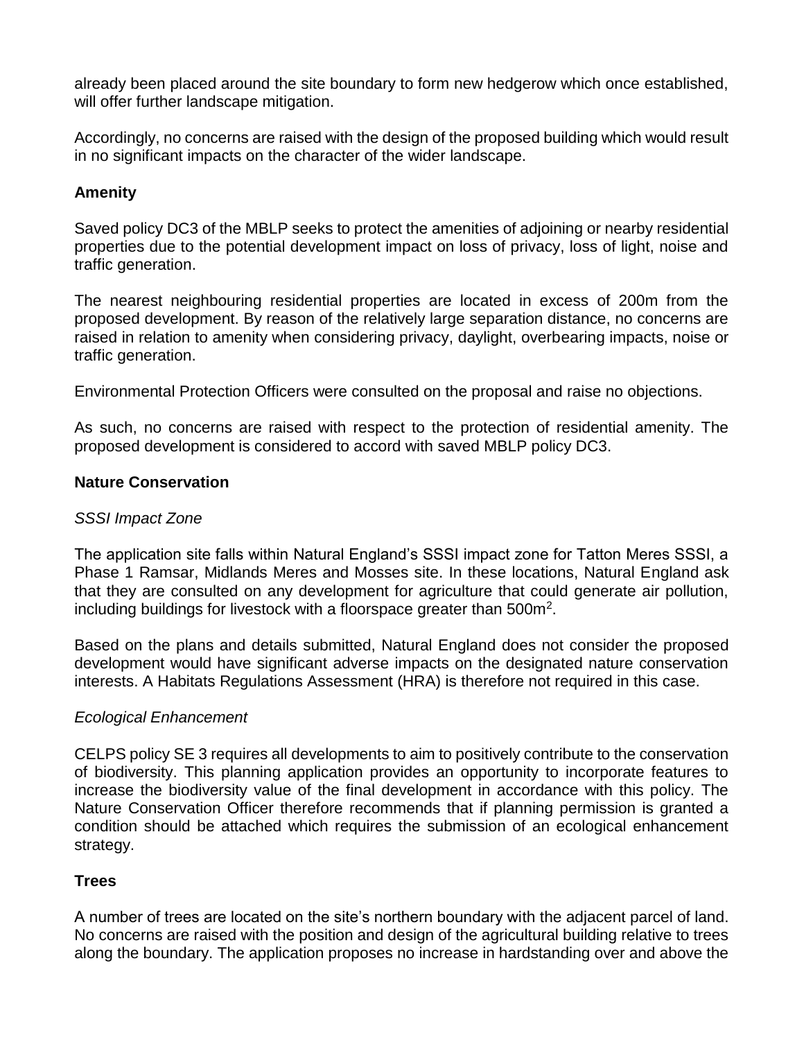already been placed around the site boundary to form new hedgerow which once established, will offer further landscape mitigation.

Accordingly, no concerns are raised with the design of the proposed building which would result in no significant impacts on the character of the wider landscape.

**Amenity**

Saved policy DC3 of the MBLP seeks to protect the amenities of adjoining or nearby residential properties due to the potential development impact on loss of privacy, loss of light, noise and traffic generation.

The nearest neighbouring residential properties are located in excess of 200m from the proposed development. By reason of the relatively large separation distance, no concerns are raised in relation to amenity when considering privacy, daylight, overbearing impacts, noise or traffic generation.

Environmental Protection Officers were consulted on the proposal and raise no objections.

As such, no concerns are raised with respect to the protection of residential amenity. The proposed development is considered to accord with saved MBLP policy DC3.

**Nature Conservation**

*SSSI Impact Zone*

The application site falls within Natural England's SSSI impact zone for Tatton Meres SSSI, a Phase 1 Ramsar, Midlands Meres and Mosses site. In these locations, Natural England ask that they are consulted on any development for agriculture that could generate air pollution, including buildings for livestock with a floorspace greater than 500m$^2$.

Based on the plans and details submitted, Natural England does not consider the proposed development would have significant adverse impacts on the designated nature conservation interests. A Habitats Regulations Assessment (HRA) is therefore not required in this case.

*Ecological Enhancement*

CELPS policy SE 3 requires all developments to aim to positively contribute to the conservation of biodiversity. This planning application provides an opportunity to incorporate features to increase the biodiversity value of the final development in accordance with this policy. The Nature Conservation Officer therefore recommends that if planning permission is granted a condition should be attached which requires the submission of an ecological enhancement strategy.

**Trees**

A number of trees are located on the site's northern boundary with the adjacent parcel of land. No concerns are raised with the position and design of the agricultural building relative to trees along the boundary. The application proposes no increase in hardstanding over and above the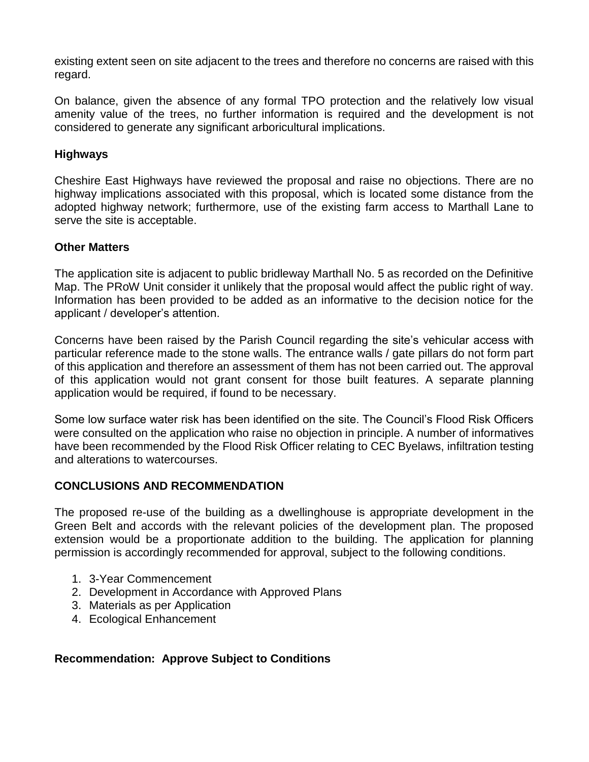existing extent seen on site adjacent to the trees and therefore no concerns are raised with this regard.

On balance, given the absence of any formal TPO protection and the relatively low visual amenity value of the trees, no further information is required and the development is not considered to generate any significant arboricultural implications.

**Highways**

Cheshire East Highways have reviewed the proposal and raise no objections. There are no highway implications associated with this proposal, which is located some distance from the adopted highway network; furthermore, use of the existing farm access to Marthall Lane to serve the site is acceptable.

**Other Matters**

The application site is adjacent to public bridleway Marthall No. 5 as recorded on the Definitive Map. The PRoW Unit consider it unlikely that the proposal would affect the public right of way. Information has been provided to be added as an informative to the decision notice for the applicant / developer's attention.

Concerns have been raised by the Parish Council regarding the site's vehicular access with particular reference made to the stone walls. The entrance walls / gate pillars do not form part of this application and therefore an assessment of them has not been carried out. The approval of this application would not grant consent for those built features. A separate planning application would be required, if found to be necessary.

Some low surface water risk has been identified on the site. The Council's Flood Risk Officers were consulted on the application who raise no objection in principle. A number of informatives have been recommended by the Flood Risk Officer relating to CEC Byelaws, infiltration testing and alterations to watercourses.

**CONCLUSIONS AND RECOMMENDATION**

The proposed re-use of the building as a dwellinghouse is appropriate development in the Green Belt and accords with the relevant policies of the development plan. The proposed extension would be a proportionate addition to the building. The application for planning permission is accordingly recommended for approval, subject to the following conditions.

1. 3-Year Commencement
2. Development in Accordance with Approved Plans
3. Materials as per Application
4. Ecological Enhancement

**Recommendation: Approve Subject to Conditions**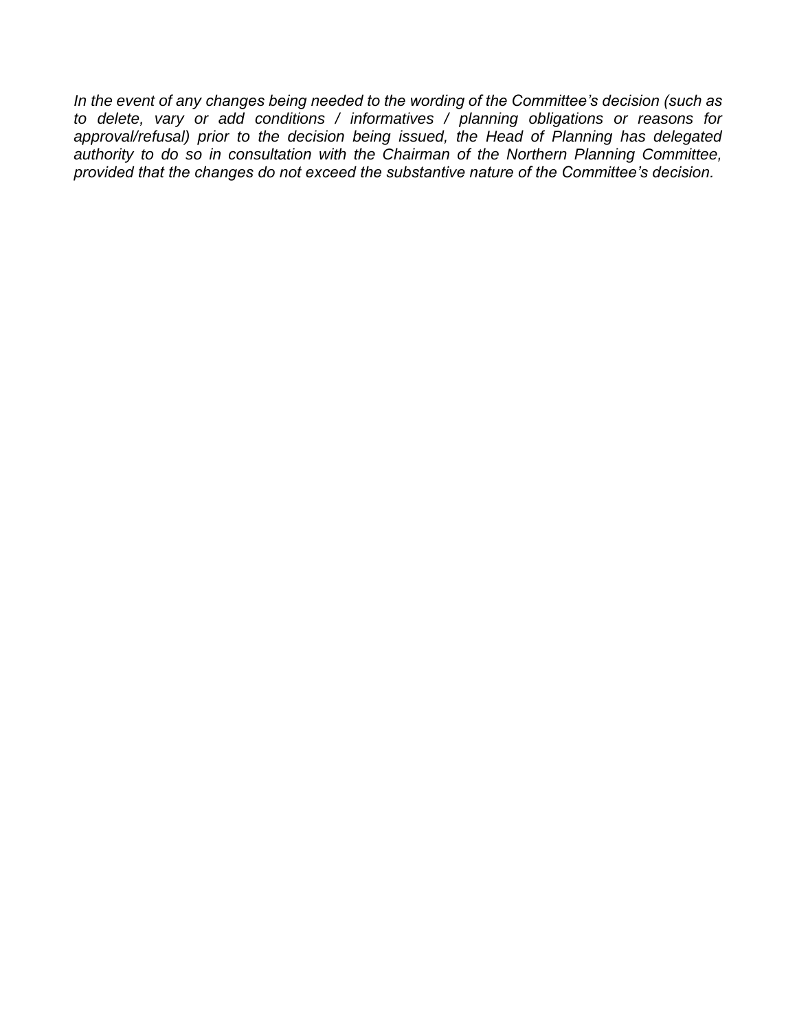*In the event of any changes being needed to the wording of the Committee's decision (such as to delete, vary or add conditions / informatives / planning obligations or reasons for approval/refusal) prior to the decision being issued, the Head of Planning has delegated authority to do so in consultation with the Chairman of the Northern Planning Committee, provided that the changes do not exceed the substantive nature of the Committee's decision.*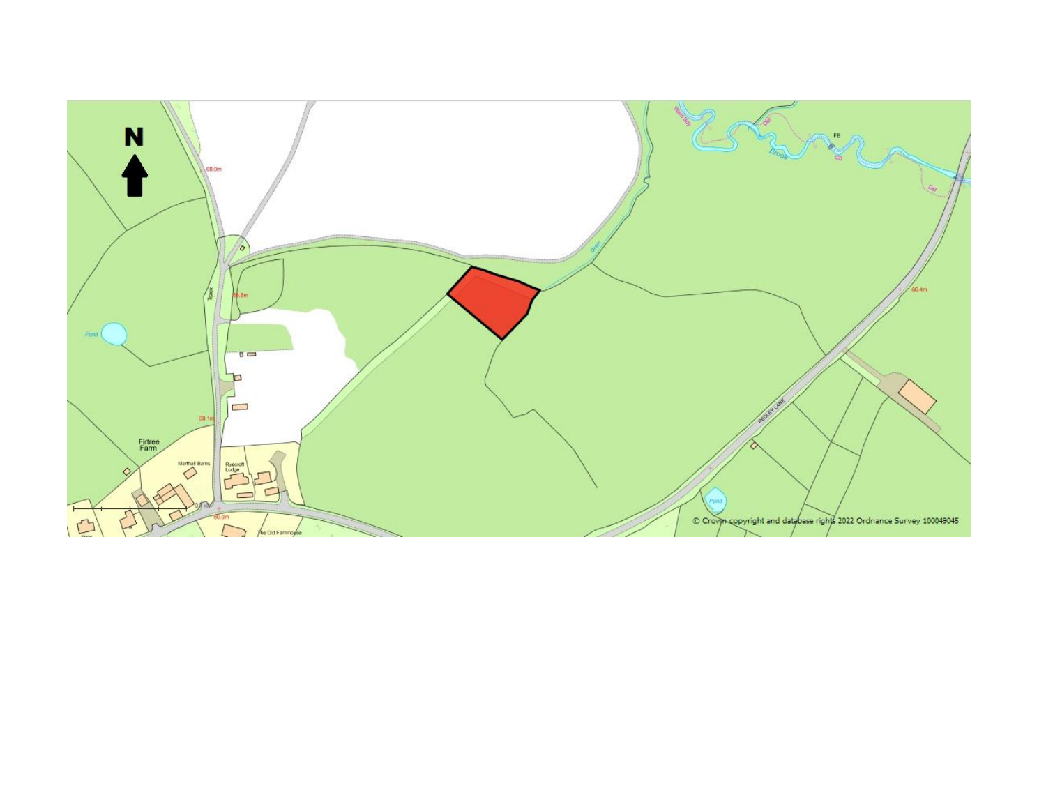N

60.0m

Track

56.8m

Pond

59.1m

Firtree Farm

Marthall Barns

Ryecroft Lodge

60.0m

The Old Farmhouse

Drain

Ward Bdy

Def

Brook

FB

CS

Def

60.4m

PEDLEY LANE

Pond

© Crown copyright and database rights 2022 Ordnance Survey 100049045